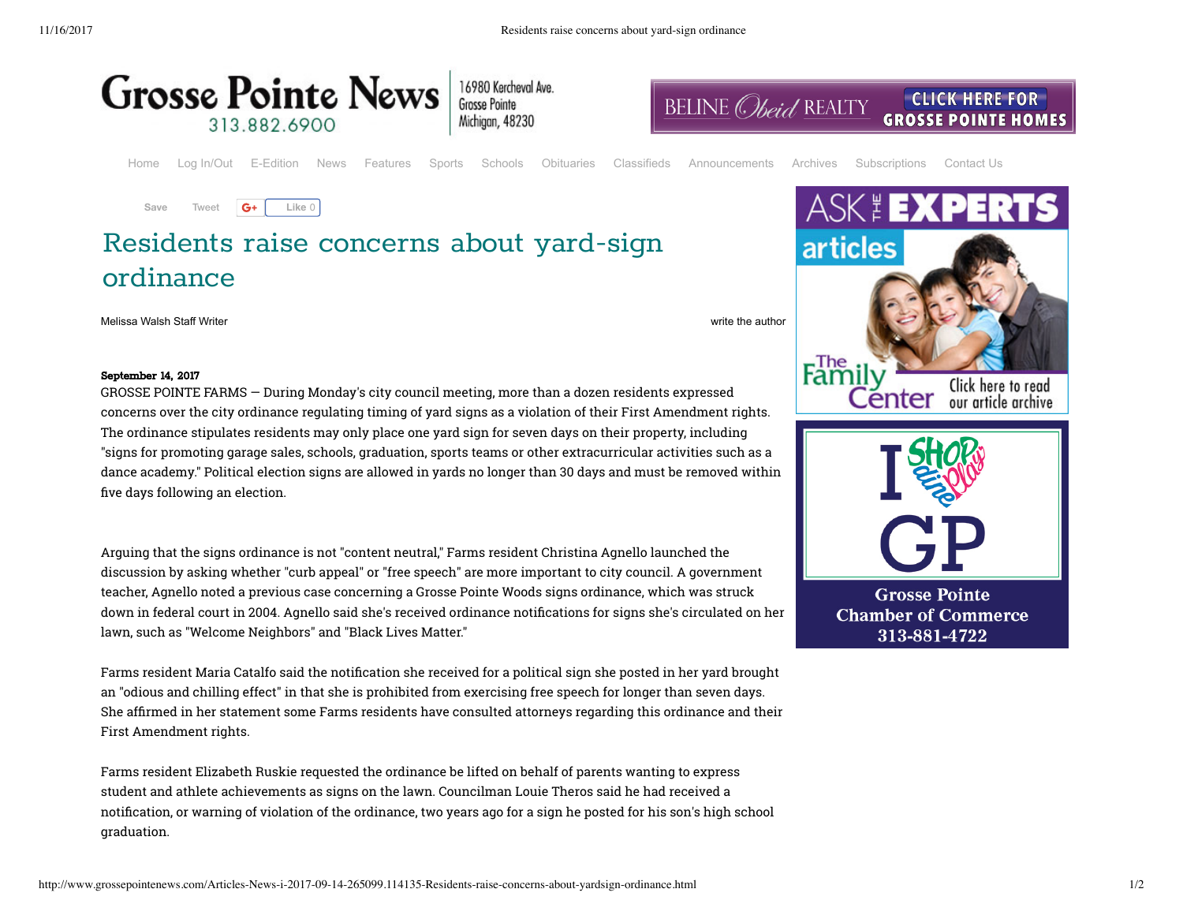# Residents raise concerns about yard-sign ordinance

Melissa Walsh Staff Writer

**September 14, 2017**

GROSSE POINTE FARMS — During Monday's city council meeting, more than a dozen residents expressed concerns over the city ordinance regulating timing of yard signs as a violation of their First Amendment rights. The ordinance stipulates residents may only place one yard sign for seven days on their property, including "signs for promoting garage sales, schools, graduation, sports teams or other extracurricular activities such as a dance academy." Political election signs are allowed in yards no longer than 30 days and must be removed within five days following an election.

Arguing that the signs ordinance is not "content neutral," Farms resident Christina Agnello launched the discussion by asking whether "curb appeal" or "free speech" are more important to city council. A government teacher, Agnello noted a previous case concerning a Grosse Pointe Woods signs ordinance, which was struck down in federal court in 2004. Agnello said she's received ordinance notifications for signs she's circulated on her lawn, such as "Welcome Neighbors" and "Black Lives Matter."

Farms resident Maria Catalfo said the notification she received for a political sign she posted in her yard brought an "odious and chilling effect" in that she is prohibited from exercising free speech for longer than seven days. She affirmed in her statement some Farms residents have consulted attorneys regarding this ordinance and their First Amendment rights.

Farms resident Elizabeth Ruskie requested the ordinance be lifted on behalf of parents wanting to express student and athlete achievements as signs on the lawn. Councilman Louie Theros said he had received a notification, or warning of violation of the ordinance, two years ago for a sign he posted for his son's high school graduation.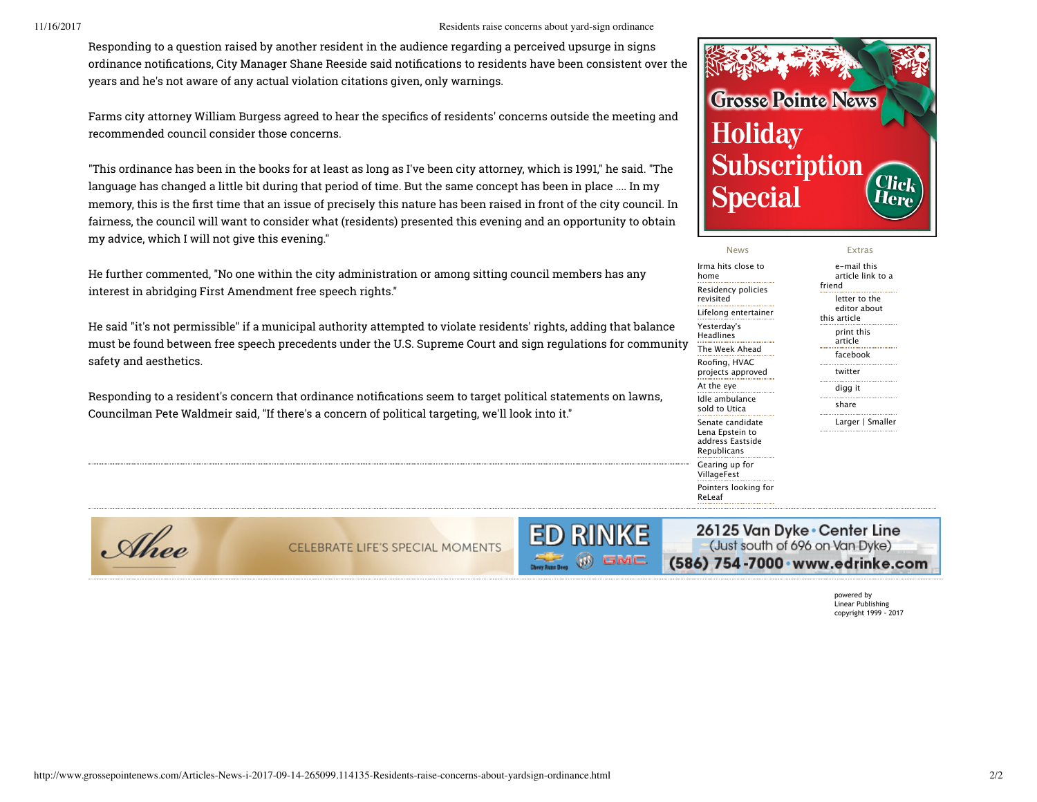Responding to a question raised by another resident in the audience regarding a perceived upsurge in signs ordinance notifications, City Manager Shane Reeside said notifications to residents have been consistent over the years and he's not aware of any actual violation citations given, only warnings.

Farms city attorney William Burgess agreed to hear the specifics of residents' concerns outside the meeting and recommended council consider those concerns.

"This ordinance has been in the books for at least as long as I've been city attorney, which is 1991," he said. "The language has changed a little bit during that period of time. But the same concept has been in place .... In my memory, this is the first time that an issue of precisely this nature has been raised in front of the city council. In fairness, the council will want to consider what (residents) presented this evening and an opportunity to obtain my advice, which I will not give this evening."

He further commented, "No one within the city administration or among sitting council members has any interest in abridging First Amendment free speech rights."

He said "it's not permissible" if a municipal authority attempted to violate residents' rights, adding that balance must be found between free speech precedents under the U.S. Supreme Court and sign regulations for community safety and aesthetics.

Responding to a resident's concern that ordinance notifications seem to target political statements on lawns, Councilman Pete Waldmeir said, "If there's a concern of political targeting, we'll look into it."

Grosse Pointe News Holiday Subscription Special Click Here

News

- Irma hits close to home
- Residency policies revisited
- Lifelong entertainer
- Yesterday's Headlines
- The Week Ahead
- Roofing, HVAC projects approved
- At the eye
- Idle ambulance sold to Utica
- Senate candidate Lena Epstein to address Eastside Republicans
- Gearing up for VillageFest
- Pointers looking for ReLeaf

Extras

- e-mail this article link to a friend
- letter to the editor about this article
- print this article
- facebook
- twitter
- digg it
- share
- Larger | Smaller

Ahee CELEBRATE LIFE'S SPECIAL MOMENTS

ED RINKE 26125 Van Dyke • Center Line (Just south of 696 on Van Dyke) (586) 754-7000 • www.edrinke.com

powered by Linear Publishing copyright 1999 - 2017